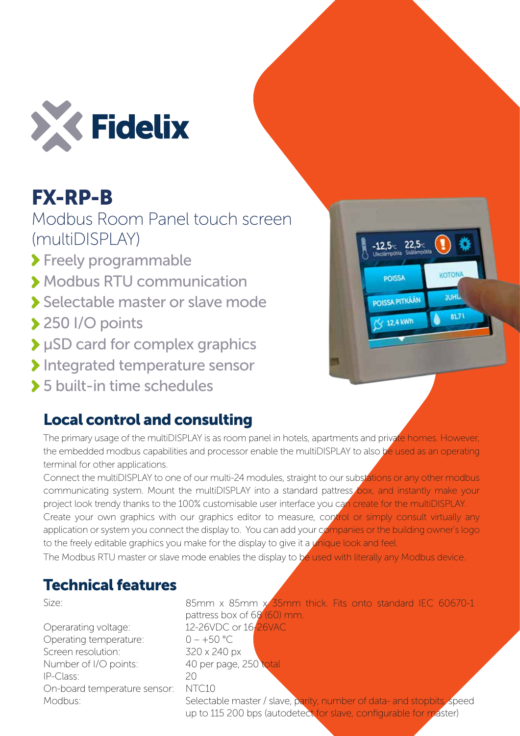# FX-RP-B

## Modbus Room Panel touch screen (multiDISPLAY)

- Freely programmable
- Modbus RTU communication
- Selectable master or slave mode
- 250 I/O points
- µSD card for complex graphics
- Integrated temperature sensor
- 5 built-in time schedules

## Local control and consulting

The primary usage of the multiDISPLAY is as room panel in hotels, apartments and private homes. However, the embedded modbus capabilities and processor enable the multiDISPLAY to also be used as an operating terminal for other applications.

Connect the multiDISPLAY to one of our multi-24 modules, straight to our substations or any other modbus communicating system. Mount the multiDISPLAY into a standard pattress box, and instantly make your project look trendy thanks to the 100% customisable user interface you can create for the multiDISPLAY.

Create your own graphics with our graphics editor to measure, control or simply consult virtually any application or system you connect the display to. You can add your companies or the building owner's logo to the freely editable graphics you make for the display to give it a unique look and feel.

The Modbus RTU master or slave mode enables the display to be used with literally any Modbus device.

## Technical features

| | |
|---|---|
| Size: | 85mm x 85mm x 35mm thick. Fits onto standard IEC 60670-1 pattress box of 68 (60) mm. |
| Operarating voltage: | 12-26VDC or 16-26VAC |
| Operating temperature: | 0 – +50 °C |
| Screen resolution: | 320 x 240 px |
| Number of I/O points: | 40 per page, 250 total |
| IP-Class: | 20 |
| On-board temperature sensor: | NTC10 |
| Modbus: | Selectable master / slave, parity, number of data- and stopbits, speed up to 115 200 bps (autodetect for slave, configurable for master) |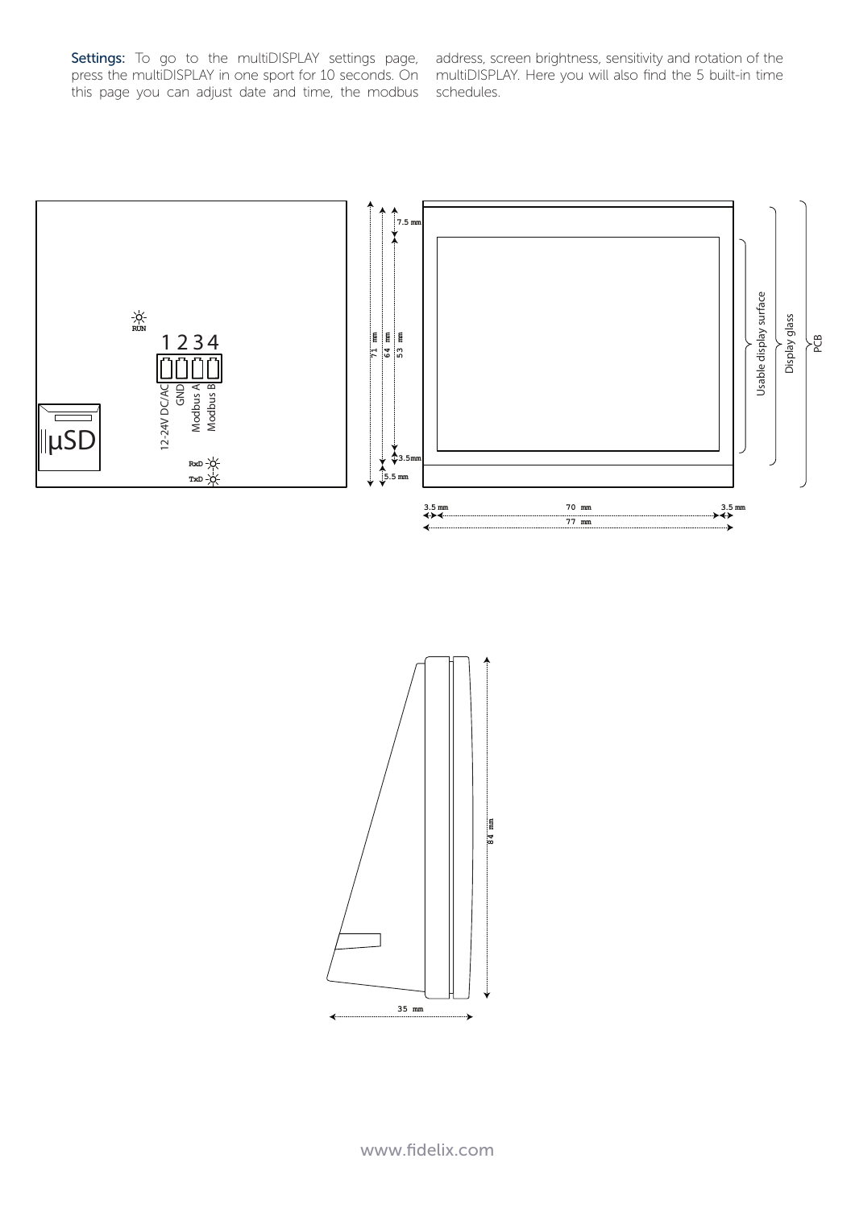**Settings:** To go to the multiDISPLAY settings page, press the multiDISPLAY in one sport for 10 seconds. On this page you can adjust date and time, the modbus address, screen brightness, sensitivity and rotation of the multiDISPLAY. Here you will also find the 5 built-in time schedules.

RUN

1 2 3 4

12-24V DC/AC

GND

Modbus A

Modbus B

µSD

RxD

TxD

71 mm

64 mm

53 mm

7.5 mm

3.5mm

5.5 mm

Usable display surface

Display glass

PCB

3.5 mm

70 mm

3.5 mm

77 mm

84 mm

35 mm

www.fidelix.com